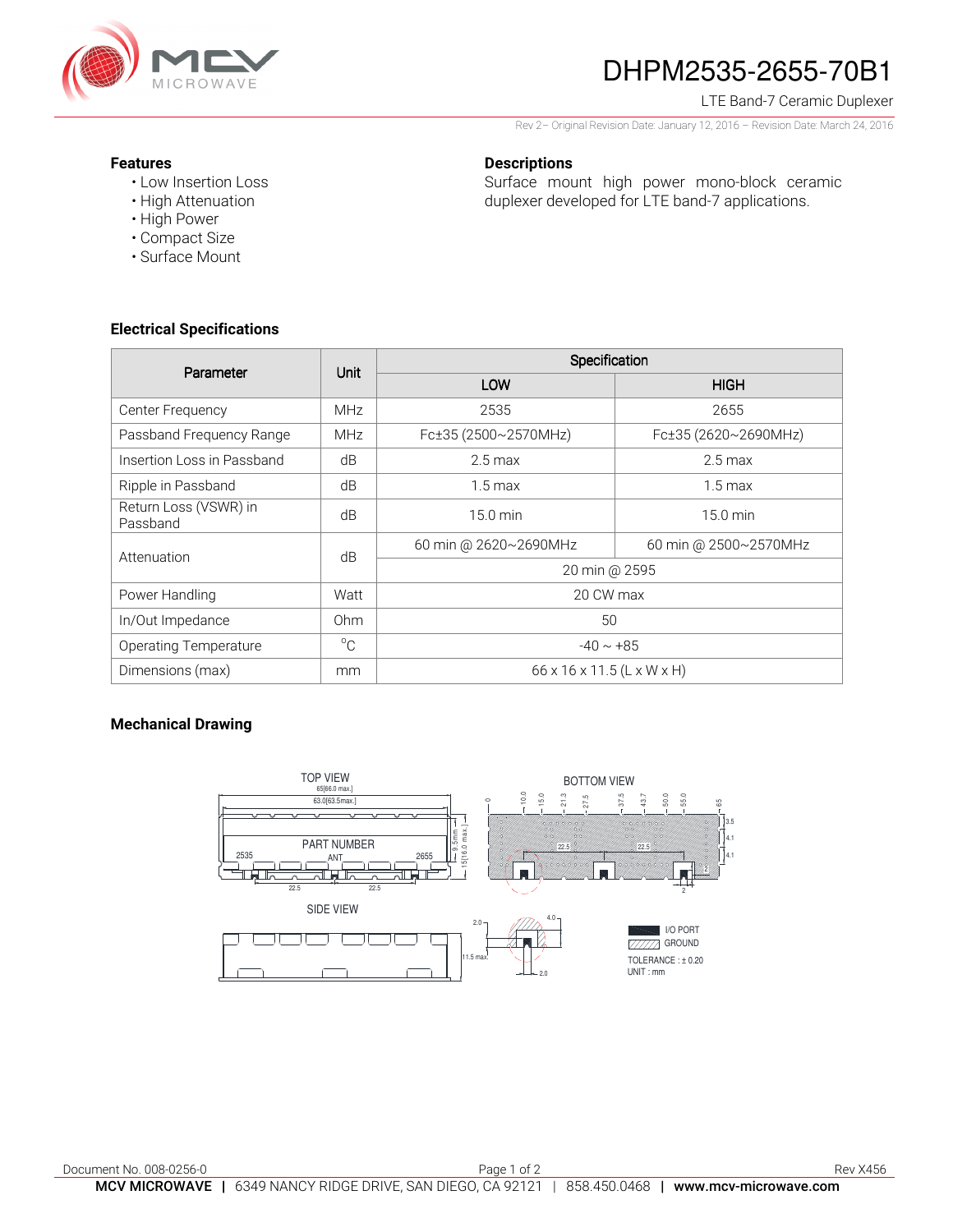# DHPM2535-2655-70B1

LTE Band-7 Ceramic Duplexer

Rev 2– Original Revision Date: January 12, 2016 – Revision Date: March 24, 2016

## Features

- Low Insertion Loss
- High Attenuation
- High Power
- Compact Size
- Surface Mount

## Descriptions

Surface mount high power mono-block ceramic duplexer developed for LTE band-7 applications.

## Electrical Specifications

| Parameter | Unit | Specification | |
|---|---|---|---|
| | | LOW | HIGH |
| Center Frequency | MHz | 2535 | 2655 |
| Passband Frequency Range | MHz | Fc±35 (2500~2570MHz) | Fc±35 (2620~2690MHz) |
| Insertion Loss in Passband | dB | 2.5 max | 2.5 max |
| Ripple in Passband | dB | 1.5 max | 1.5 max |
| Return Loss (VSWR) in Passband | dB | 15.0 min | 15.0 min |
| Attenuation | dB | 60 min @ 2620~2690MHz | 60 min @ 2500~2570MHz |
| | | 20 min @ 2595 | |
| Power Handling | Watt | 20 CW max | |
| In/Out Impedance | Ohm | 50 | |
| Operating Temperature | °C | -40 ~ +85 | |
| Dimensions (max) | mm | 66 x 16 x 11.5 (L x W x H) | |

## Mechanical Drawing

TOP VIEW

65[66.0 max.]

63.0[63.5max.]

PART NUMBER

2535 ANT 2655

22.5 22.5

9.5mm

15[16.0 max.]

BOTTOM VIEW

0, 10.0, 15.0, 21.3, 27.5, 37.5, 43.7, 50.0, 55.0, 65

3.5, 4.1, 4.1

22.5 22.5

2

SIDE VIEW

2.0, 4.0, 11.5 max., 2.0

I/O PORT

GROUND

TOLERANCE : ± 0.20

UNIT : mm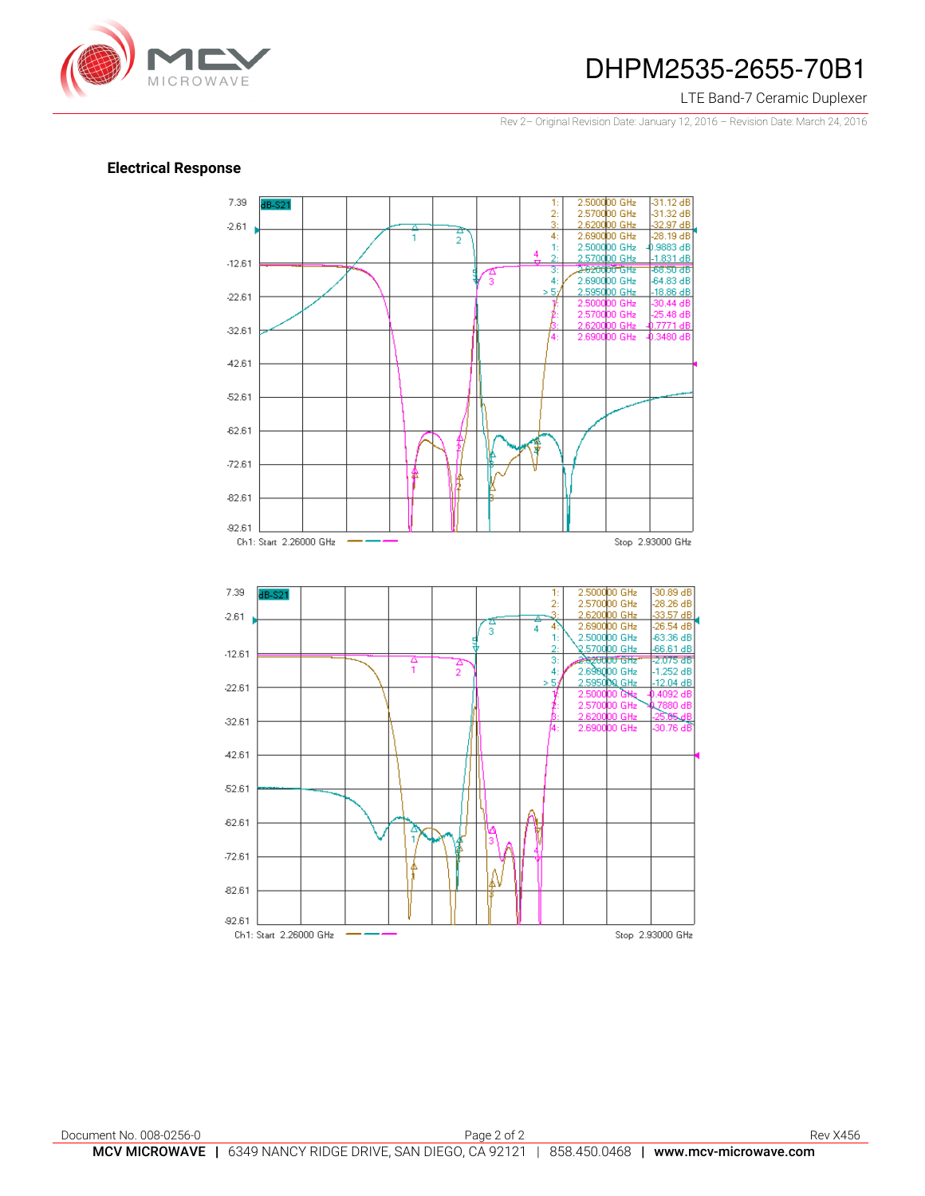## Electrical Response

7.39
-2.61
-12.61
-22.61
-32.61
-42.61
-52.61
-62.61
-72.61
-82.61
-92.61

dB-S21

1: 2.500000 GHz -31.12 dB
2: 2.570000 GHz -31.32 dB
3: 2.620000 GHz -32.97 dB
4: 2.690000 GHz -28.19 dB
1: 2.500000 GHz -0.9883 dB
2: 2.570000 GHz -1.831 dB
3: 2.620000 GHz -68.50 dB
4: 2.690000 GHz -64.83 dB
> 5: 2.595000 GHz -18.86 dB
1: 2.500000 GHz -30.44 dB
2: 2.570000 GHz -25.48 dB
3: 2.620000 GHz -0.7771 dB
4: 2.690000 GHz -0.3480 dB

Ch1: Start 2.26000 GHz
Stop 2.93000 GHz

7.39
-2.61
-12.61
-22.61
-32.61
-42.61
-52.61
-62.61
-72.61
-82.61
-92.61

dB-S21

1: 2.500000 GHz -30.89 dB
2: 2.570000 GHz -28.26 dB
3: 2.620000 GHz -33.57 dB
4: 2.690000 GHz -26.54 dB
1: 2.500000 GHz -63.36 dB
2: 2.570000 GHz -66.61 dB
3: 2.620000 GHz -2.075 dB
4: 2.690000 GHz -1.252 dB
> 5: 2.595000 GHz -12.04 dB
1: 2.500000 GHz -0.4092 dB
2: 2.570000 GHz -0.7880 dB
3: 2.620000 GHz -25.85 dB
4: 2.690000 GHz -30.76 dB

Ch1: Start 2.26000 GHz
Stop 2.93000 GHz